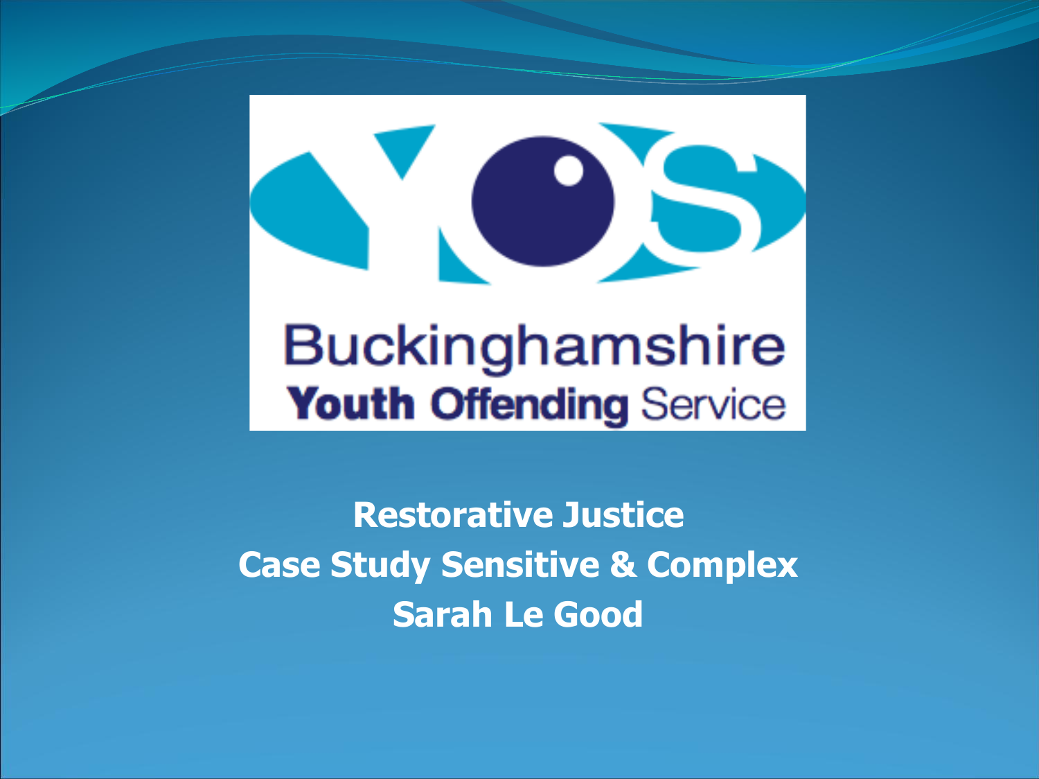Buckinghamshire
Youth Offending Service

# Restorative Justice
## Case Study Sensitive & Complex
## Sarah Le Good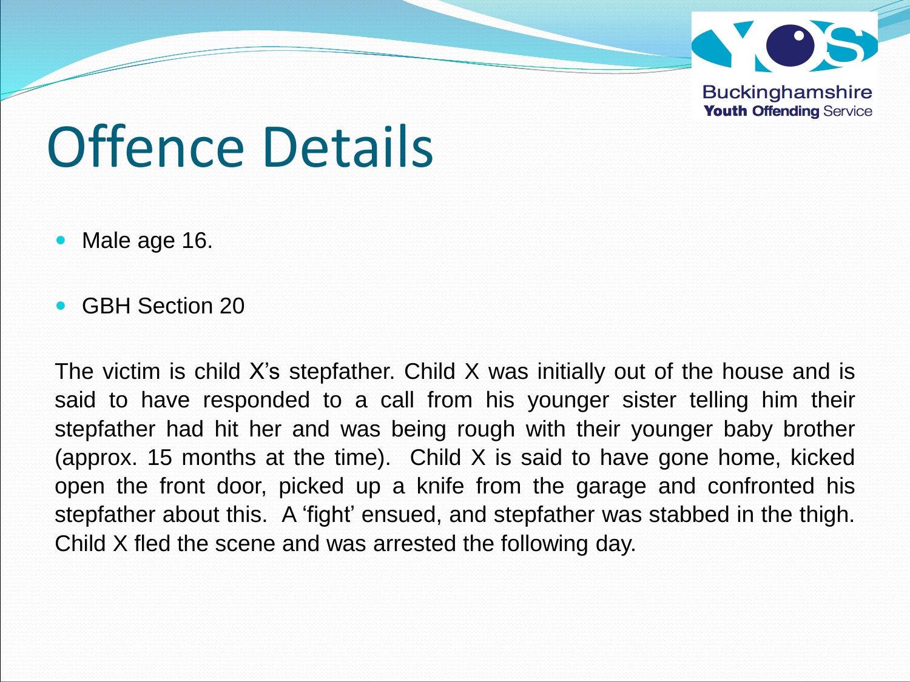# Offence Details

- Male age 16.
- GBH Section 20

The victim is child X's stepfather. Child X was initially out of the house and is said to have responded to a call from his younger sister telling him their stepfather had hit her and was being rough with their younger baby brother (approx. 15 months at the time). Child X is said to have gone home, kicked open the front door, picked up a knife from the garage and confronted his stepfather about this. A 'fight' ensued, and stepfather was stabbed in the thigh. Child X fled the scene and was arrested the following day.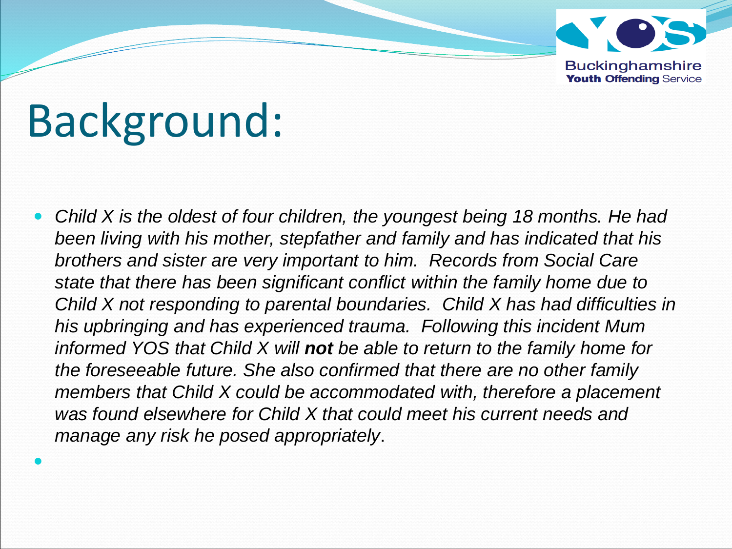# Background:

- *Child X is the oldest of four children, the youngest being 18 months. He had been living with his mother, stepfather and family and has indicated that his brothers and sister are very important to him. Records from Social Care state that there has been significant conflict within the family home due to Child X not responding to parental boundaries. Child X has had difficulties in his upbringing and has experienced trauma. Following this incident Mum informed YOS that Child X will* ***not*** *be able to return to the family home for the foreseeable future. She also confirmed that there are no other family members that Child X could be accommodated with, therefore a placement was found elsewhere for Child X that could meet his current needs and manage any risk he posed appropriately*.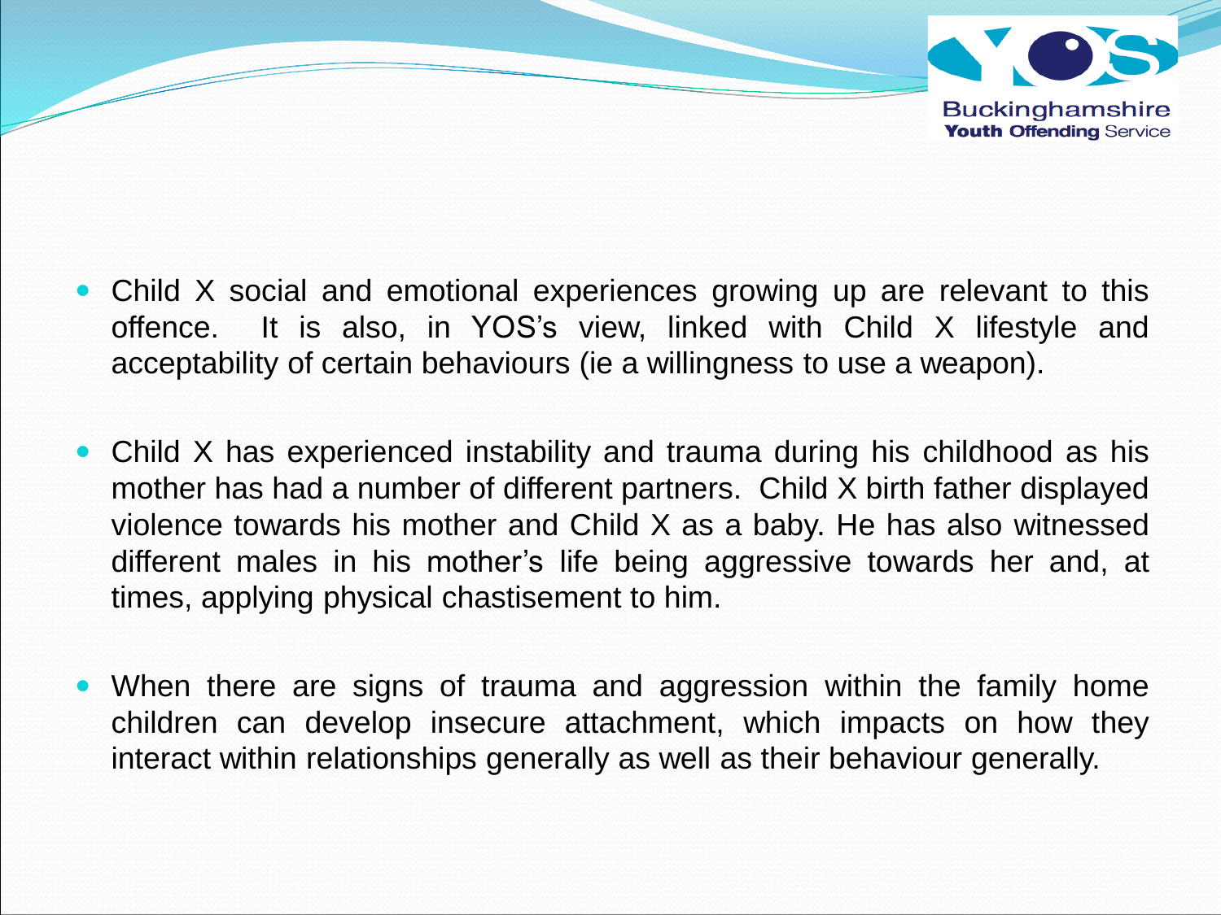- Child X social and emotional experiences growing up are relevant to this offence. It is also, in YOS's view, linked with Child X lifestyle and acceptability of certain behaviours (ie a willingness to use a weapon).

- Child X has experienced instability and trauma during his childhood as his mother has had a number of different partners. Child X birth father displayed violence towards his mother and Child X as a baby. He has also witnessed different males in his mother's life being aggressive towards her and, at times, applying physical chastisement to him.

- When there are signs of trauma and aggression within the family home children can develop insecure attachment, which impacts on how they interact within relationships generally as well as their behaviour generally.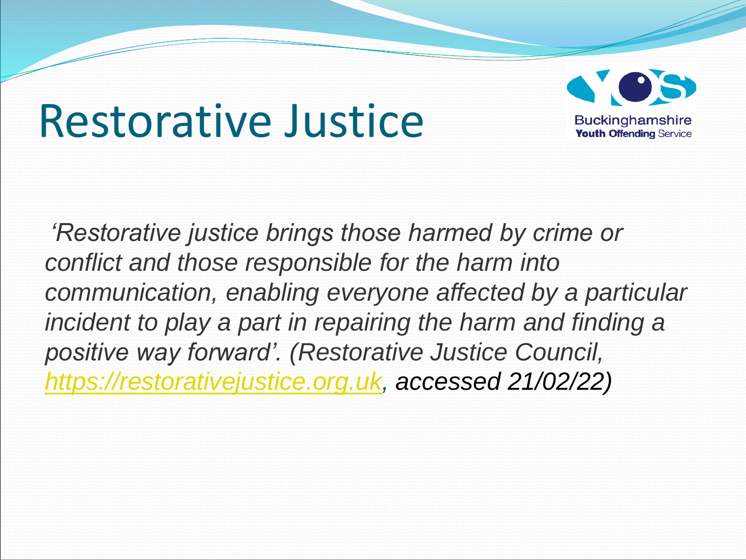# Restorative Justice

Buckinghamshire
**Youth Offending** Service

*'Restorative justice brings those harmed by crime or conflict and those responsible for the harm into communication, enabling everyone affected by a particular incident to play a part in repairing the harm and finding a positive way forward'. (Restorative Justice Council, [https://restorativejustice.org.uk](https://restorativejustice.org.uk), accessed 21/02/22)*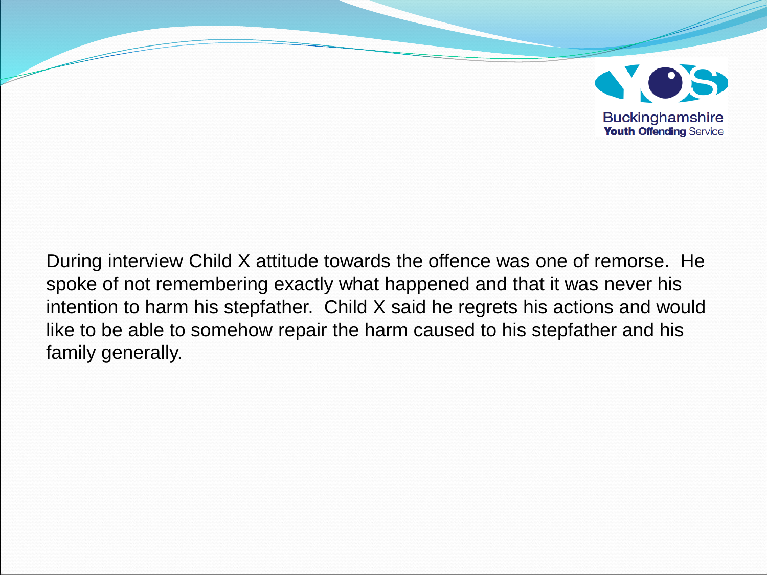During interview Child X attitude towards the offence was one of remorse. He spoke of not remembering exactly what happened and that it was never his intention to harm his stepfather. Child X said he regrets his actions and would like to be able to somehow repair the harm caused to his stepfather and his family generally.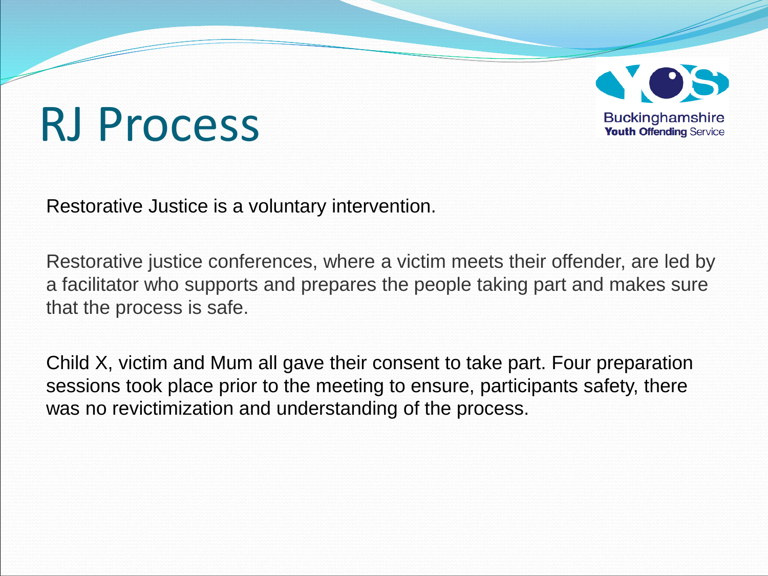# RJ Process

Restorative Justice is a voluntary intervention.

Restorative justice conferences, where a victim meets their offender, are led by a facilitator who supports and prepares the people taking part and makes sure that the process is safe.

Child X, victim and Mum all gave their consent to take part. Four preparation sessions took place prior to the meeting to ensure, participants safety, there was no revictimization and understanding of the process.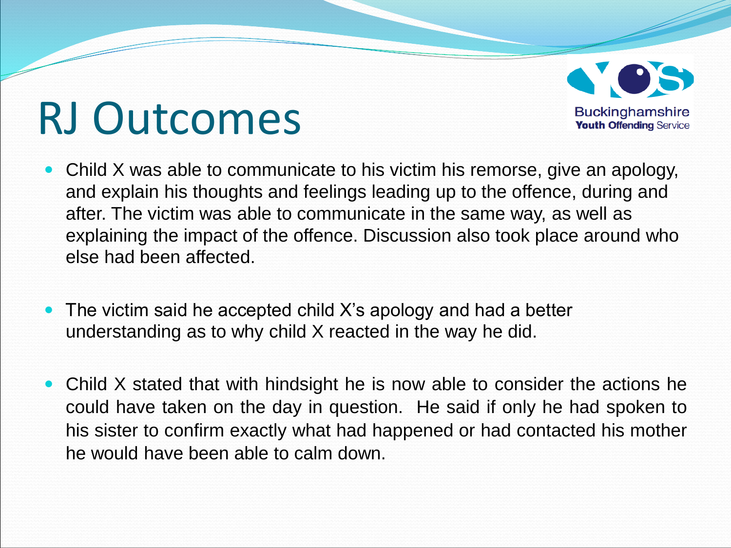# RJ Outcomes

Buckinghamshire **Youth Offending** Service

- Child X was able to communicate to his victim his remorse, give an apology, and explain his thoughts and feelings leading up to the offence, during and after. The victim was able to communicate in the same way, as well as explaining the impact of the offence. Discussion also took place around who else had been affected.
- The victim said he accepted child X's apology and had a better understanding as to why child X reacted in the way he did.
- Child X stated that with hindsight he is now able to consider the actions he could have taken on the day in question. He said if only he had spoken to his sister to confirm exactly what had happened or had contacted his mother he would have been able to calm down.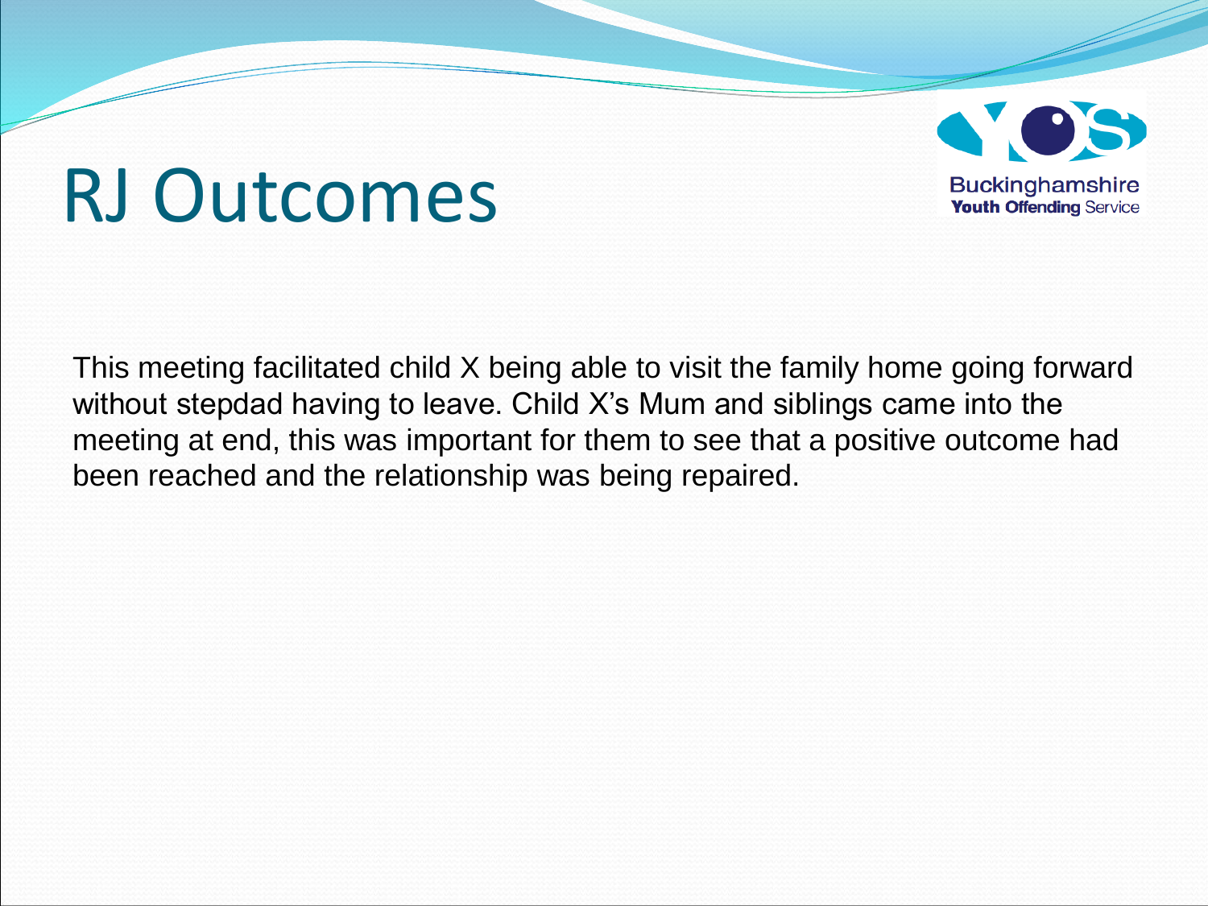# RJ Outcomes

Buckinghamshire
**Youth Offending** Service

This meeting facilitated child X being able to visit the family home going forward without stepdad having to leave. Child X's Mum and siblings came into the meeting at end, this was important for them to see that a positive outcome had been reached and the relationship was being repaired.